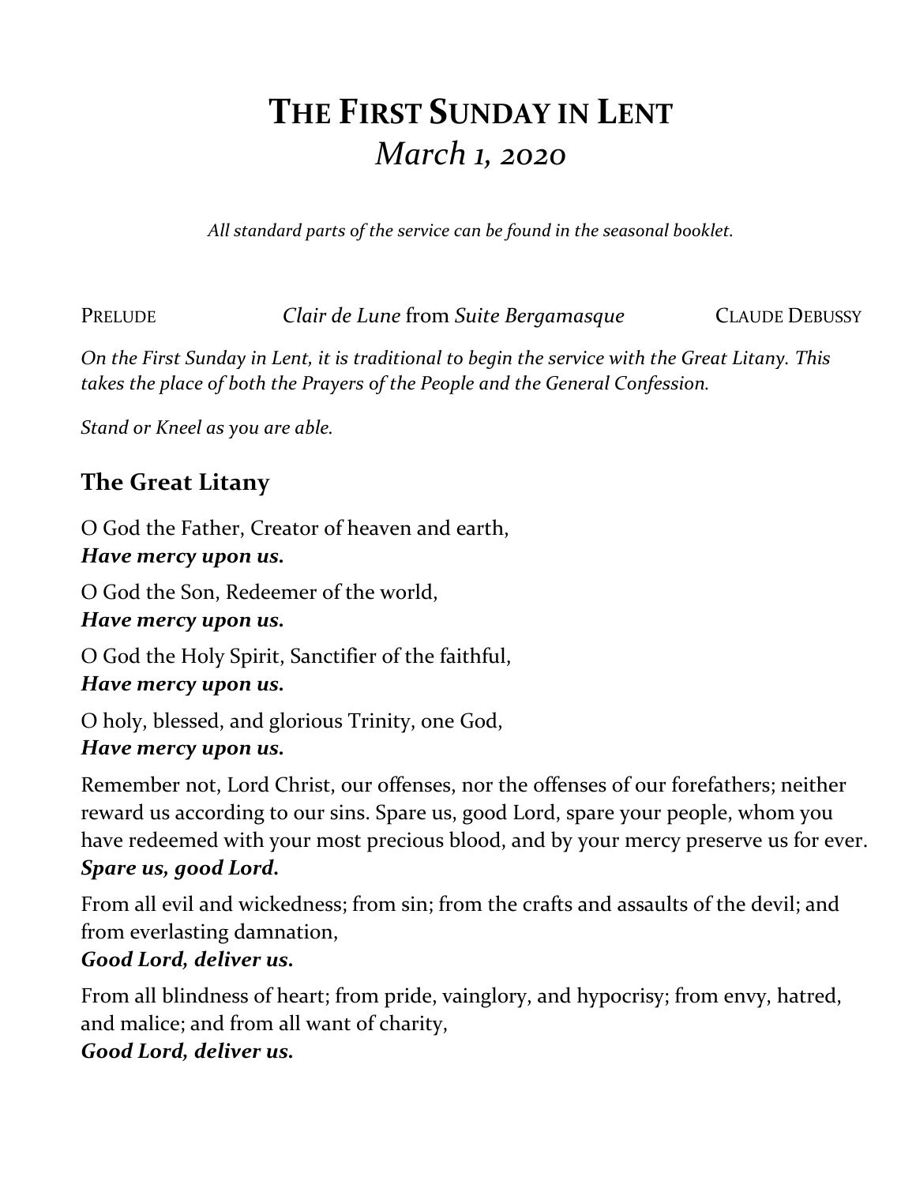# The First Sunday in Lent
*March 1, 2020*

*All standard parts of the service can be found in the seasonal booklet.*

PRELUDE *Clair de Lune* from *Suite Bergamasque* CLAUDE DEBUSSY

*On the First Sunday in Lent, it is traditional to begin the service with the Great Litany. This takes the place of both the Prayers of the People and the General Confession.*

*Stand or Kneel as you are able.*

## The Great Litany

O God the Father, Creator of heaven and earth,
***Have mercy upon us.***

O God the Son, Redeemer of the world,
***Have mercy upon us.***

O God the Holy Spirit, Sanctifier of the faithful,
***Have mercy upon us.***

O holy, blessed, and glorious Trinity, one God,
***Have mercy upon us.***

Remember not, Lord Christ, our offenses, nor the offenses of our forefathers; neither reward us according to our sins. Spare us, good Lord, spare your people, whom you have redeemed with your most precious blood, and by your mercy preserve us for ever.
***Spare us, good Lord.***

From all evil and wickedness; from sin; from the crafts and assaults of the devil; and from everlasting damnation,
***Good Lord, deliver us.***

From all blindness of heart; from pride, vainglory, and hypocrisy; from envy, hatred, and malice; and from all want of charity,
***Good Lord, deliver us.***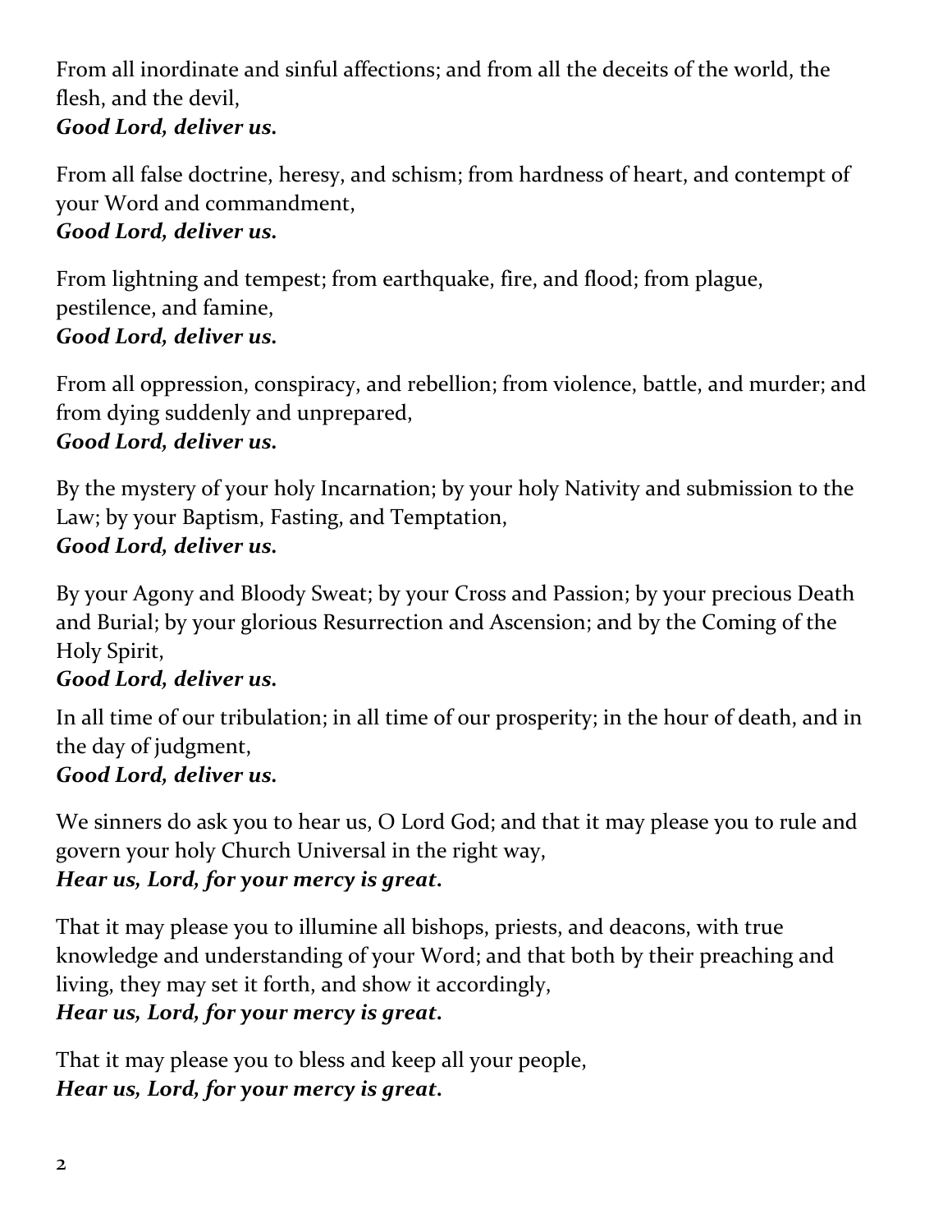From all inordinate and sinful affections; and from all the deceits of the world, the flesh, and the devil,
***Good Lord, deliver us.***

From all false doctrine, heresy, and schism; from hardness of heart, and contempt of your Word and commandment,
***Good Lord, deliver us.***

From lightning and tempest; from earthquake, fire, and flood; from plague, pestilence, and famine,
***Good Lord, deliver us.***

From all oppression, conspiracy, and rebellion; from violence, battle, and murder; and from dying suddenly and unprepared,
***Good Lord, deliver us.***

By the mystery of your holy Incarnation; by your holy Nativity and submission to the Law; by your Baptism, Fasting, and Temptation,
***Good Lord, deliver us.***

By your Agony and Bloody Sweat; by your Cross and Passion; by your precious Death and Burial; by your glorious Resurrection and Ascension; and by the Coming of the Holy Spirit,
***Good Lord, deliver us.***

In all time of our tribulation; in all time of our prosperity; in the hour of death, and in the day of judgment,
***Good Lord, deliver us.***

We sinners do ask you to hear us, O Lord God; and that it may please you to rule and govern your holy Church Universal in the right way,
***Hear us, Lord, for your mercy is great.***

That it may please you to illumine all bishops, priests, and deacons, with true knowledge and understanding of your Word; and that both by their preaching and living, they may set it forth, and show it accordingly,
***Hear us, Lord, for your mercy is great.***

That it may please you to bless and keep all your people,
***Hear us, Lord, for your mercy is great.***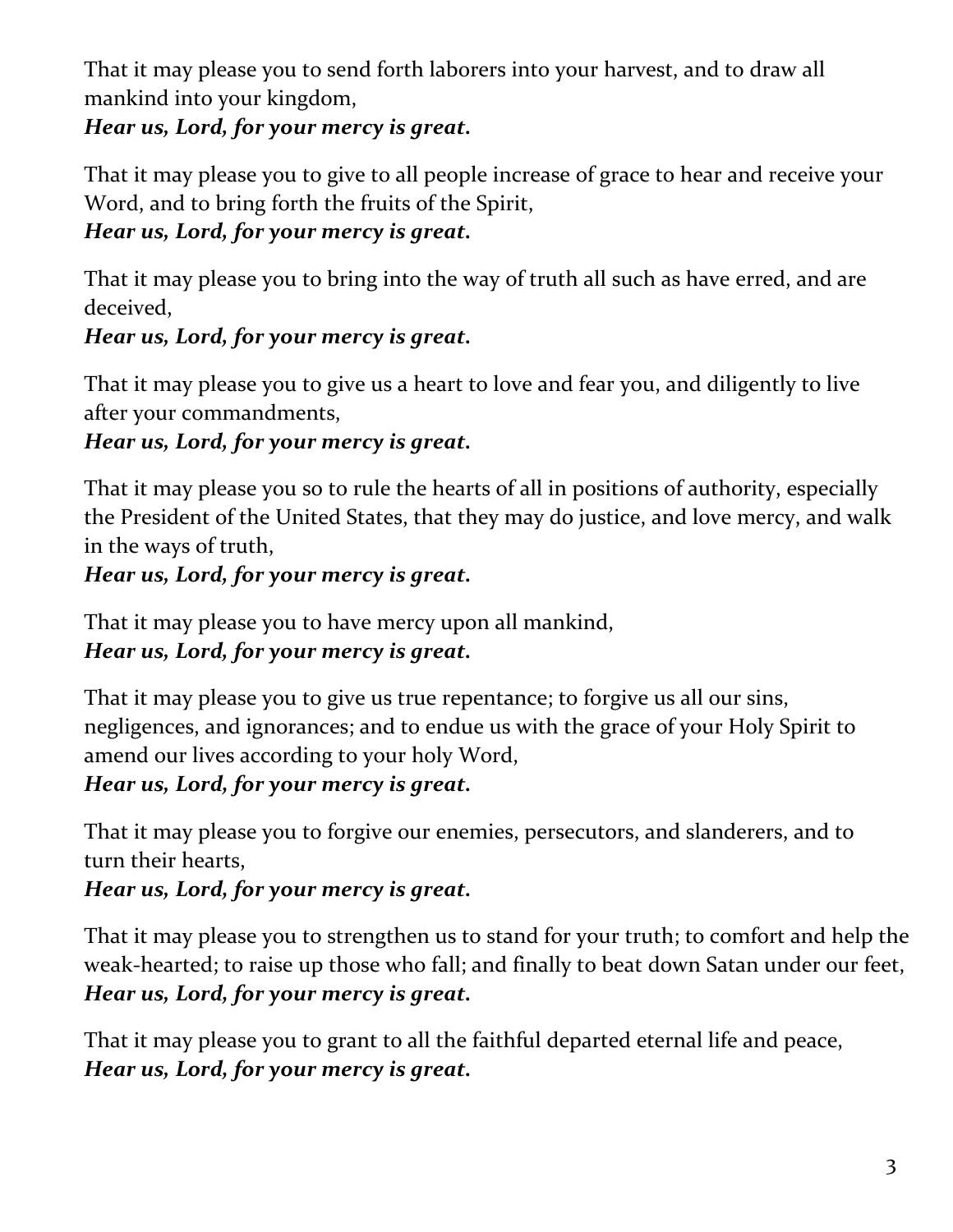That it may please you to send forth laborers into your harvest, and to draw all mankind into your kingdom,
***Hear us, Lord, for your mercy is great.***

That it may please you to give to all people increase of grace to hear and receive your Word, and to bring forth the fruits of the Spirit,
***Hear us, Lord, for your mercy is great.***

That it may please you to bring into the way of truth all such as have erred, and are deceived,
***Hear us, Lord, for your mercy is great.***

That it may please you to give us a heart to love and fear you, and diligently to live after your commandments,
***Hear us, Lord, for your mercy is great.***

That it may please you so to rule the hearts of all in positions of authority, especially the President of the United States, that they may do justice, and love mercy, and walk in the ways of truth,
***Hear us, Lord, for your mercy is great.***

That it may please you to have mercy upon all mankind,
***Hear us, Lord, for your mercy is great.***

That it may please you to give us true repentance; to forgive us all our sins, negligences, and ignorances; and to endue us with the grace of your Holy Spirit to amend our lives according to your holy Word,
***Hear us, Lord, for your mercy is great.***

That it may please you to forgive our enemies, persecutors, and slanderers, and to turn their hearts,
***Hear us, Lord, for your mercy is great.***

That it may please you to strengthen us to stand for your truth; to comfort and help the weak-hearted; to raise up those who fall; and finally to beat down Satan under our feet,
***Hear us, Lord, for your mercy is great.***

That it may please you to grant to all the faithful departed eternal life and peace,
***Hear us, Lord, for your mercy is great.***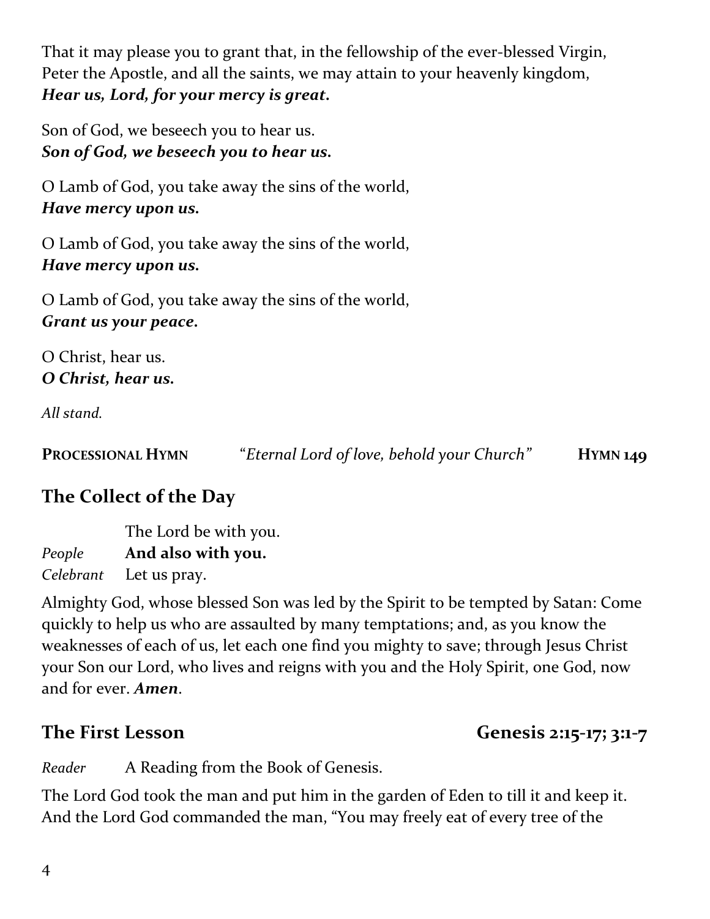That it may please you to grant that, in the fellowship of the ever-blessed Virgin, Peter the Apostle, and all the saints, we may attain to your heavenly kingdom,
***Hear us, Lord, for your mercy is great.***

Son of God, we beseech you to hear us.
***Son of God, we beseech you to hear us.***

O Lamb of God, you take away the sins of the world,
***Have mercy upon us.***

O Lamb of God, you take away the sins of the world,
***Have mercy upon us.***

O Lamb of God, you take away the sins of the world,
***Grant us your peace.***

O Christ, hear us.
***O Christ, hear us.***

*All stand.*

**PROCESSIONAL HYMN** *"Eternal Lord of love, behold your Church"* **HYMN 149**

## The Collect of the Day

The Lord be with you.
*People* **And also with you.**
*Celebrant* Let us pray.

Almighty God, whose blessed Son was led by the Spirit to be tempted by Satan: Come quickly to help us who are assaulted by many temptations; and, as you know the weaknesses of each of us, let each one find you mighty to save; through Jesus Christ your Son our Lord, who lives and reigns with you and the Holy Spirit, one God, now and for ever. ***Amen***.

## The First Lesson — Genesis 2:15-17; 3:1-7

*Reader* A Reading from the Book of Genesis.

The Lord God took the man and put him in the garden of Eden to till it and keep it. And the Lord God commanded the man, "You may freely eat of every tree of the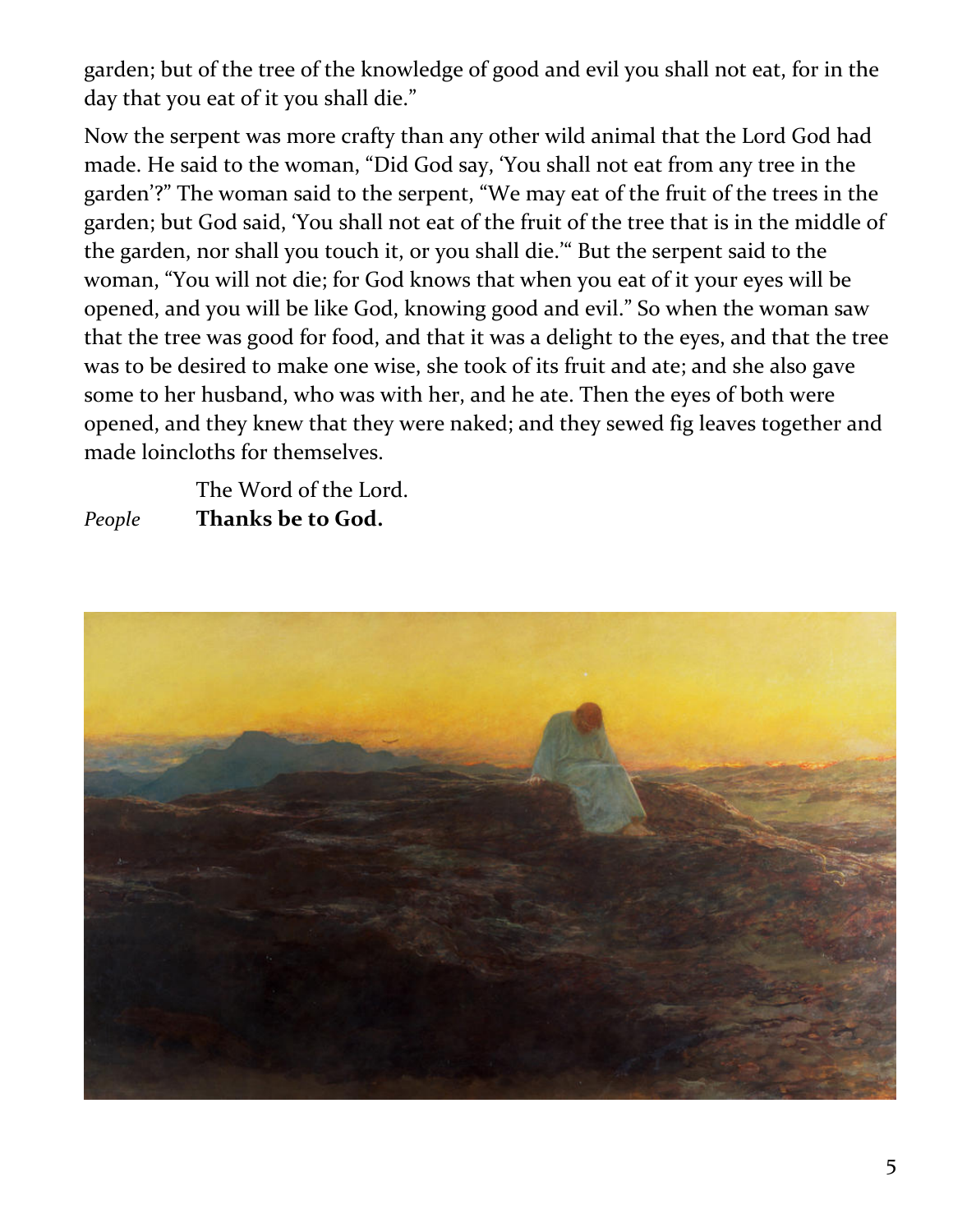garden; but of the tree of the knowledge of good and evil you shall not eat, for in the day that you eat of it you shall die."

Now the serpent was more crafty than any other wild animal that the Lord God had made. He said to the woman, "Did God say, 'You shall not eat from any tree in the garden'?" The woman said to the serpent, "We may eat of the fruit of the trees in the garden; but God said, 'You shall not eat of the fruit of the tree that is in the middle of the garden, nor shall you touch it, or you shall die.'" But the serpent said to the woman, "You will not die; for God knows that when you eat of it your eyes will be opened, and you will be like God, knowing good and evil." So when the woman saw that the tree was good for food, and that it was a delight to the eyes, and that the tree was to be desired to make one wise, she took of its fruit and ate; and she also gave some to her husband, who was with her, and he ate. Then the eyes of both were opened, and they knew that they were naked; and they sewed fig leaves together and made loincloths for themselves.

The Word of the Lord.

*People* **Thanks be to God.**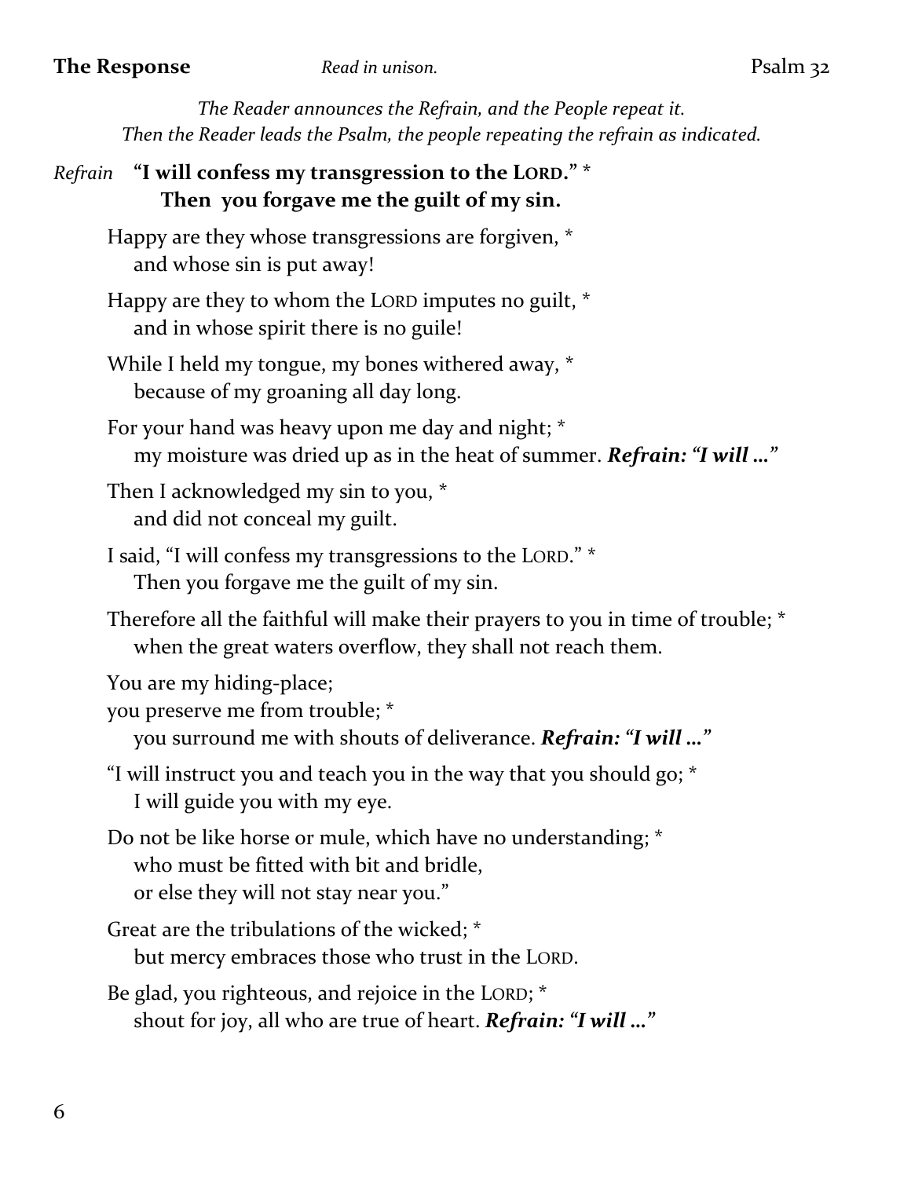**The Response** *Read in unison.* Psalm 32

*The Reader announces the Refrain, and the People repeat it.*
*Then the Reader leads the Psalm, the people repeating the refrain as indicated.*

*Refrain* **"I will confess my transgression to the LORD."** *
**Then you forgave me the guilt of my sin.**

Happy are they whose transgressions are forgiven, *
and whose sin is put away!

Happy are they to whom the LORD imputes no guilt, *
and in whose spirit there is no guile!

While I held my tongue, my bones withered away, *
because of my groaning all day long.

For your hand was heavy upon me day and night; *
my moisture was dried up as in the heat of summer. ***Refrain: "I will …"***

Then I acknowledged my sin to you, *
and did not conceal my guilt.

I said, "I will confess my transgressions to the LORD." *
Then you forgave me the guilt of my sin.

Therefore all the faithful will make their prayers to you in time of trouble; *
when the great waters overflow, they shall not reach them.

You are my hiding-place;
you preserve me from trouble; *
you surround me with shouts of deliverance. ***Refrain: "I will …"***

"I will instruct you and teach you in the way that you should go; *
I will guide you with my eye.

Do not be like horse or mule, which have no understanding; *
who must be fitted with bit and bridle,
or else they will not stay near you."

Great are the tribulations of the wicked; *
but mercy embraces those who trust in the LORD.

Be glad, you righteous, and rejoice in the LORD; *
shout for joy, all who are true of heart. ***Refrain: "I will …"***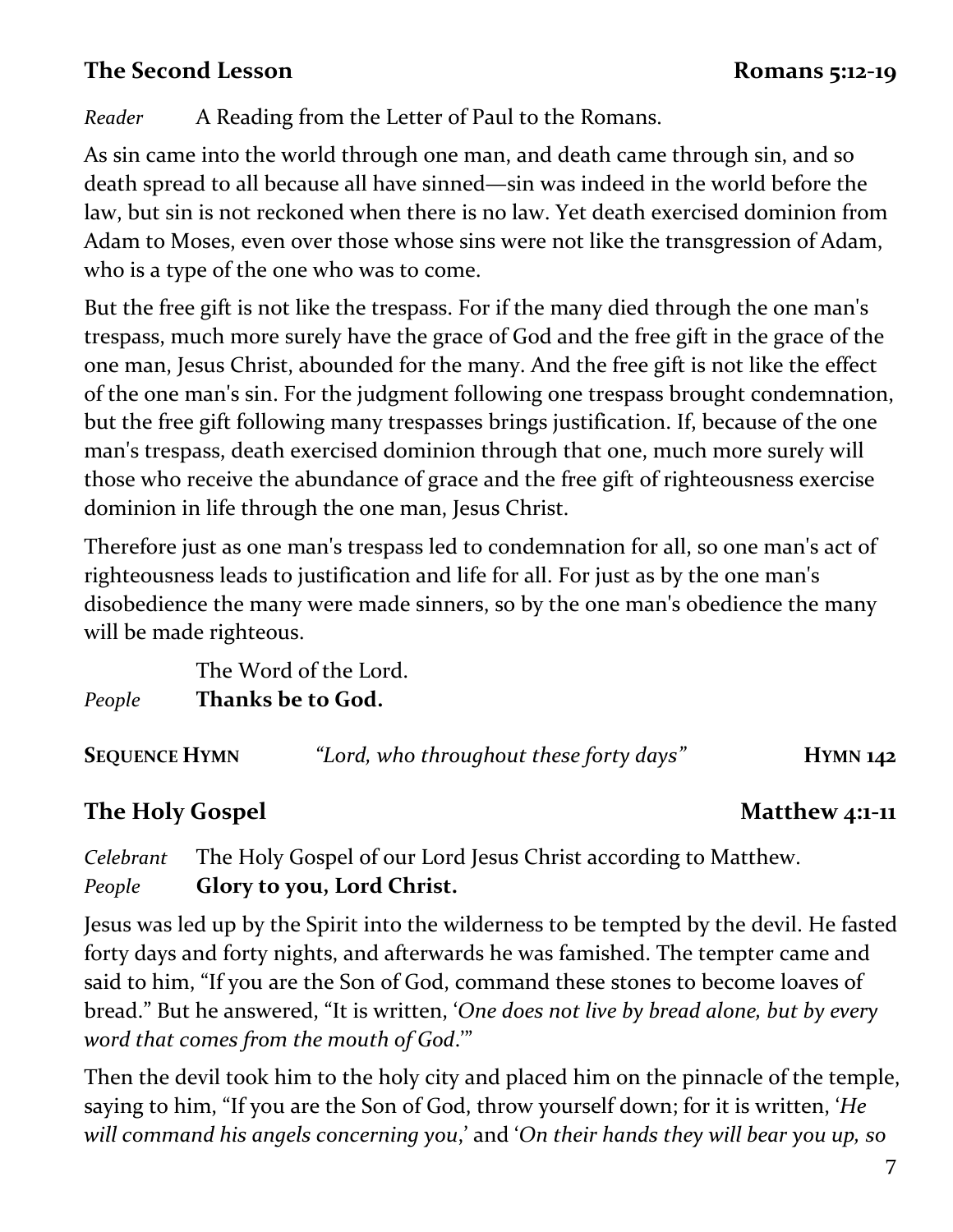## The Second Lesson **Romans 5:12-19**

*Reader* A Reading from the Letter of Paul to the Romans.

As sin came into the world through one man, and death came through sin, and so death spread to all because all have sinned—sin was indeed in the world before the law, but sin is not reckoned when there is no law. Yet death exercised dominion from Adam to Moses, even over those whose sins were not like the transgression of Adam, who is a type of the one who was to come.

But the free gift is not like the trespass. For if the many died through the one man's trespass, much more surely have the grace of God and the free gift in the grace of the one man, Jesus Christ, abounded for the many. And the free gift is not like the effect of the one man's sin. For the judgment following one trespass brought condemnation, but the free gift following many trespasses brings justification. If, because of the one man's trespass, death exercised dominion through that one, much more surely will those who receive the abundance of grace and the free gift of righteousness exercise dominion in life through the one man, Jesus Christ.

Therefore just as one man's trespass led to condemnation for all, so one man's act of righteousness leads to justification and life for all. For just as by the one man's disobedience the many were made sinners, so by the one man's obedience the many will be made righteous.

The Word of the Lord.

*People* **Thanks be to God.**

**SEQUENCE HYMN** *"Lord, who throughout these forty days"* **HYMN 142**

## The Holy Gospel **Matthew 4:1-11**

*Celebrant* The Holy Gospel of our Lord Jesus Christ according to Matthew.

*People* **Glory to you, Lord Christ.**

Jesus was led up by the Spirit into the wilderness to be tempted by the devil. He fasted forty days and forty nights, and afterwards he was famished. The tempter came and said to him, "If you are the Son of God, command these stones to become loaves of bread." But he answered, "It is written, '*One does not live by bread alone, but by every word that comes from the mouth of God*.'"

Then the devil took him to the holy city and placed him on the pinnacle of the temple, saying to him, "If you are the Son of God, throw yourself down; for it is written, '*He will command his angels concerning you*,' and '*On their hands they will bear you up, so*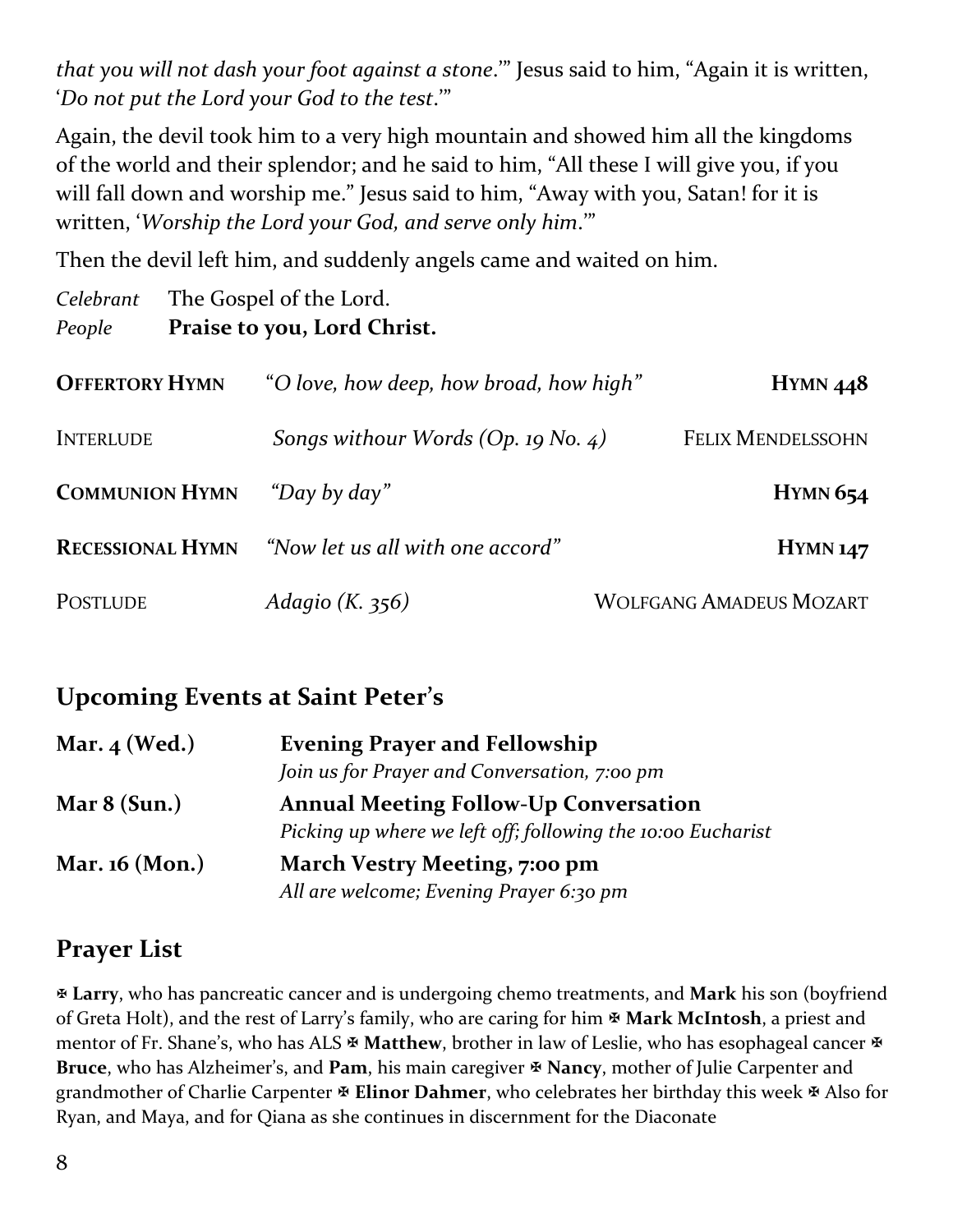*that you will not dash your foot against a stone*.'" Jesus said to him, "Again it is written, '*Do not put the Lord your God to the test*.'"

Again, the devil took him to a very high mountain and showed him all the kingdoms of the world and their splendor; and he said to him, "All these I will give you, if you will fall down and worship me." Jesus said to him, "Away with you, Satan! for it is written, '*Worship the Lord your God, and serve only him*.'"

Then the devil left him, and suddenly angels came and waited on him.

*Celebrant* The Gospel of the Lord.
*People* **Praise to you, Lord Christ.**

| | | |
|---|---|---|
| **OFFERTORY HYMN** | *"O love, how deep, how broad, how high"* | **HYMN 448** |
| INTERLUDE | *Songs withour Words (Op. 19 No. 4)* | FELIX MENDELSSOHN |
| **COMMUNION HYMN** | *"Day by day"* | **HYMN 654** |
| **RECESSIONAL HYMN** | *"Now let us all with one accord"* | **HYMN 147** |
| POSTLUDE | *Adagio (K. 356)* | WOLFGANG AMADEUS MOZART |

## Upcoming Events at Saint Peter's

| | |
|---|---|
| **Mar. 4 (Wed.)** | **Evening Prayer and Fellowship**<br>*Join us for Prayer and Conversation, 7:00 pm* |
| **Mar 8 (Sun.)** | **Annual Meeting Follow-Up Conversation**<br>*Picking up where we left off; following the 10:00 Eucharist* |
| **Mar. 16 (Mon.)** | **March Vestry Meeting, 7:00 pm**<br>*All are welcome; Evening Prayer 6:30 pm* |

## Prayer List

✠ **Larry**, who has pancreatic cancer and is undergoing chemo treatments, and **Mark** his son (boyfriend of Greta Holt), and the rest of Larry's family, who are caring for him ✠ **Mark McIntosh**, a priest and mentor of Fr. Shane's, who has ALS ✠ **Matthew**, brother in law of Leslie, who has esophageal cancer ✠ **Bruce**, who has Alzheimer's, and **Pam**, his main caregiver ✠ **Nancy**, mother of Julie Carpenter and grandmother of Charlie Carpenter ✠ **Elinor Dahmer**, who celebrates her birthday this week ✠ Also for Ryan, and Maya, and for Qiana as she continues in discernment for the Diaconate